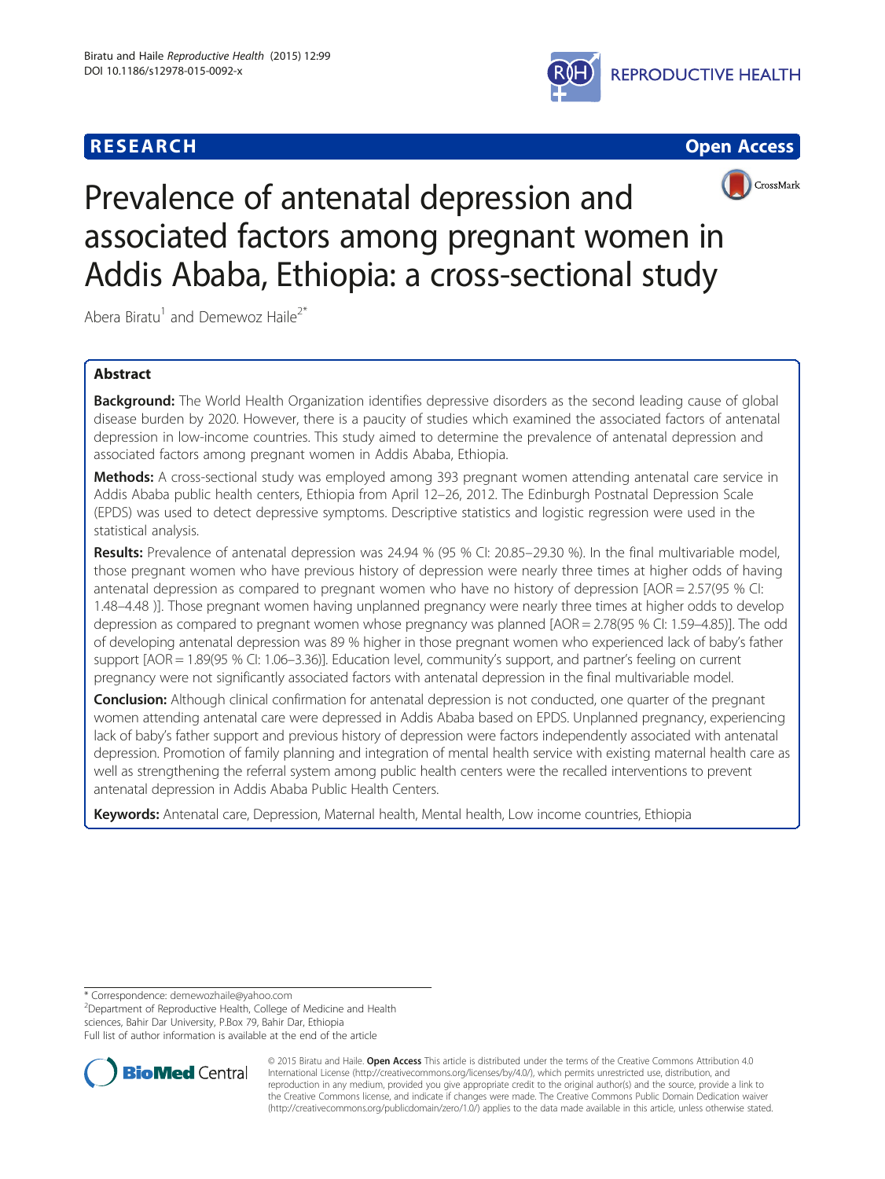RESEARCH Open Access

# Prevalence of antenatal depression and associated factors among pregnant women in Addis Ababa, Ethiopia: a cross-sectional study

Abera Biratu[1] and Demewoz Haile[2*]

## Abstract

**Background:** The World Health Organization identifies depressive disorders as the second leading cause of global disease burden by 2020. However, there is a paucity of studies which examined the associated factors of antenatal depression in low-income countries. This study aimed to determine the prevalence of antenatal depression and associated factors among pregnant women in Addis Ababa, Ethiopia.

**Methods:** A cross-sectional study was employed among 393 pregnant women attending antenatal care service in Addis Ababa public health centers, Ethiopia from April 12–26, 2012. The Edinburgh Postnatal Depression Scale (EPDS) was used to detect depressive symptoms. Descriptive statistics and logistic regression were used in the statistical analysis.

**Results:** Prevalence of antenatal depression was 24.94 % (95 % CI: 20.85–29.30 %). In the final multivariable model, those pregnant women who have previous history of depression were nearly three times at higher odds of having antenatal depression as compared to pregnant women who have no history of depression [AOR = 2.57(95 % CI: 1.48–4.48 )]. Those pregnant women having unplanned pregnancy were nearly three times at higher odds to develop depression as compared to pregnant women whose pregnancy was planned [AOR = 2.78(95 % CI: 1.59–4.85)]. The odd of developing antenatal depression was 89 % higher in those pregnant women who experienced lack of baby's father support [AOR = 1.89(95 % CI: 1.06–3.36)]. Education level, community's support, and partner's feeling on current pregnancy were not significantly associated factors with antenatal depression in the final multivariable model.

**Conclusion:** Although clinical confirmation for antenatal depression is not conducted, one quarter of the pregnant women attending antenatal care were depressed in Addis Ababa based on EPDS. Unplanned pregnancy, experiencing lack of baby's father support and previous history of depression were factors independently associated with antenatal depression. Promotion of family planning and integration of mental health service with existing maternal health care as well as strengthening the referral system among public health centers were the recalled interventions to prevent antenatal depression in Addis Ababa Public Health Centers.

**Keywords:** Antenatal care, Depression, Maternal health, Mental health, Low income countries, Ethiopia

---

\* Correspondence: demewozhaile@yahoo.com
[2]Department of Reproductive Health, College of Medicine and Health sciences, Bahir Dar University, P.Box 79, Bahir Dar, Ethiopia
Full list of author information is available at the end of the article

© 2015 Biratu and Haile. **Open Access** This article is distributed under the terms of the Creative Commons Attribution 4.0 International License (http://creativecommons.org/licenses/by/4.0/), which permits unrestricted use, distribution, and reproduction in any medium, provided you give appropriate credit to the original author(s) and the source, provide a link to the Creative Commons license, and indicate if changes were made. The Creative Commons Public Domain Dedication waiver (http://creativecommons.org/publicdomain/zero/1.0/) applies to the data made available in this article, unless otherwise stated.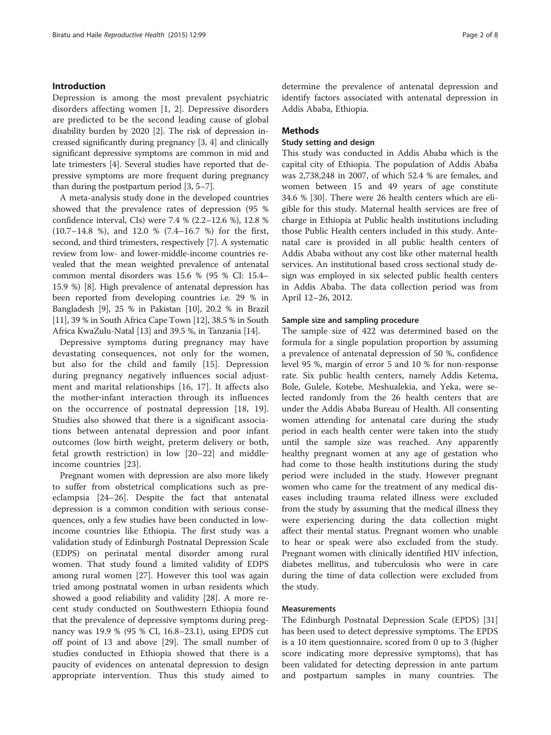## Introduction

Depression is among the most prevalent psychiatric disorders affecting women [1, 2]. Depressive disorders are predicted to be the second leading cause of global disability burden by 2020 [2]. The risk of depression increased significantly during pregnancy [3, 4] and clinically significant depressive symptoms are common in mid and late trimesters [4]. Several studies have reported that depressive symptoms are more frequent during pregnancy than during the postpartum period [3, 5–7].

A meta-analysis study done in the developed countries showed that the prevalence rates of depression (95 % confidence interval, CIs) were 7.4 % (2.2–12.6 %), 12.8 % (10.7–14.8 %), and 12.0 % (7.4–16.7 %) for the first, second, and third trimesters, respectively [7]. A systematic review from low- and lower-middle-income countries revealed that the mean weighted prevalence of antenatal common mental disorders was 15.6 % (95 % CI: 15.4–15.9 %) [8]. High prevalence of antenatal depression has been reported from developing countries i.e. 29 % in Bangladesh [9], 25 % in Pakistan [10], 20.2 % in Brazil [11], 39 % in South Africa Cape Town [12], 38.5 % in South Africa KwaZulu-Natal [13] and 39.5 %, in Tanzania [14].

Depressive symptoms during pregnancy may have devastating consequences, not only for the women, but also for the child and family [15]. Depression during pregnancy negatively influences social adjustment and marital relationships [16, 17]. It affects also the mother-infant interaction through its influences on the occurrence of postnatal depression [18, 19]. Studies also showed that there is a significant associations between antenatal depression and poor infant outcomes (low birth weight, preterm delivery or both, fetal growth restriction) in low [20–22] and middle-income countries [23].

Pregnant women with depression are also more likely to suffer from obstetrical complications such as pre-eclampsia [24–26]. Despite the fact that antenatal depression is a common condition with serious consequences, only a few studies have been conducted in low-income countries like Ethiopia. The first study was a validation study of Edinburgh Postnatal Depression Scale (EDPS) on perinatal mental disorder among rural women. That study found a limited validity of EDPS among rural women [27]. However this tool was again tried among postnatal women in urban residents which showed a good reliability and validity [28]. A more recent study conducted on Southwestern Ethiopia found that the prevalence of depressive symptoms during pregnancy was 19.9 % (95 % CI, 16.8–23.1), using EPDS cut off point of 13 and above [29]. The small number of studies conducted in Ethiopia showed that there is a paucity of evidences on antenatal depression to design appropriate intervention. Thus this study aimed to determine the prevalence of antenatal depression and identify factors associated with antenatal depression in Addis Ababa, Ethiopia.

## Methods

### Study setting and design

This study was conducted in Addis Ababa which is the capital city of Ethiopia. The population of Addis Ababa was 2,738,248 in 2007, of which 52.4 % are females, and women between 15 and 49 years of age constitute 34.6 % [30]. There were 26 health centers which are eligible for this study. Maternal health services are free of charge in Ethiopia at Public health institutions including those Public Health centers included in this study. Antenatal care is provided in all public health centers of Addis Ababa without any cost like other maternal health services. An institutional based cross sectional study design was employed in six selected public health centers in Addis Ababa. The data collection period was from April 12–26, 2012.

### Sample size and sampling procedure

The sample size of 422 was determined based on the formula for a single population proportion by assuming a prevalence of antenatal depression of 50 %, confidence level 95 %, margin of error 5 and 10 % for non-response rate. Six public health centers, namely Addis Ketema, Bole, Gulele, Kotebe, Meshualekia, and Yeka, were selected randomly from the 26 health centers that are under the Addis Ababa Bureau of Health. All consenting women attending for antenatal care during the study period in each health center were taken into the study until the sample size was reached. Any apparently healthy pregnant women at any age of gestation who had come to those health institutions during the study period were included in the study. However pregnant women who came for the treatment of any medical diseases including trauma related illness were excluded from the study by assuming that the medical illness they were experiencing during the data collection might affect their mental status. Pregnant women who unable to hear or speak were also excluded from the study. Pregnant women with clinically identified HIV infection, diabetes mellitus, and tuberculosis who were in care during the time of data collection were excluded from the study.

### Measurements

The Edinburgh Postnatal Depression Scale (EPDS) [31] has been used to detect depressive symptoms. The EPDS is a 10 item questionnaire, scored from 0 up to 3 (higher score indicating more depressive symptoms), that has been validated for detecting depression in ante partum and postpartum samples in many countries. The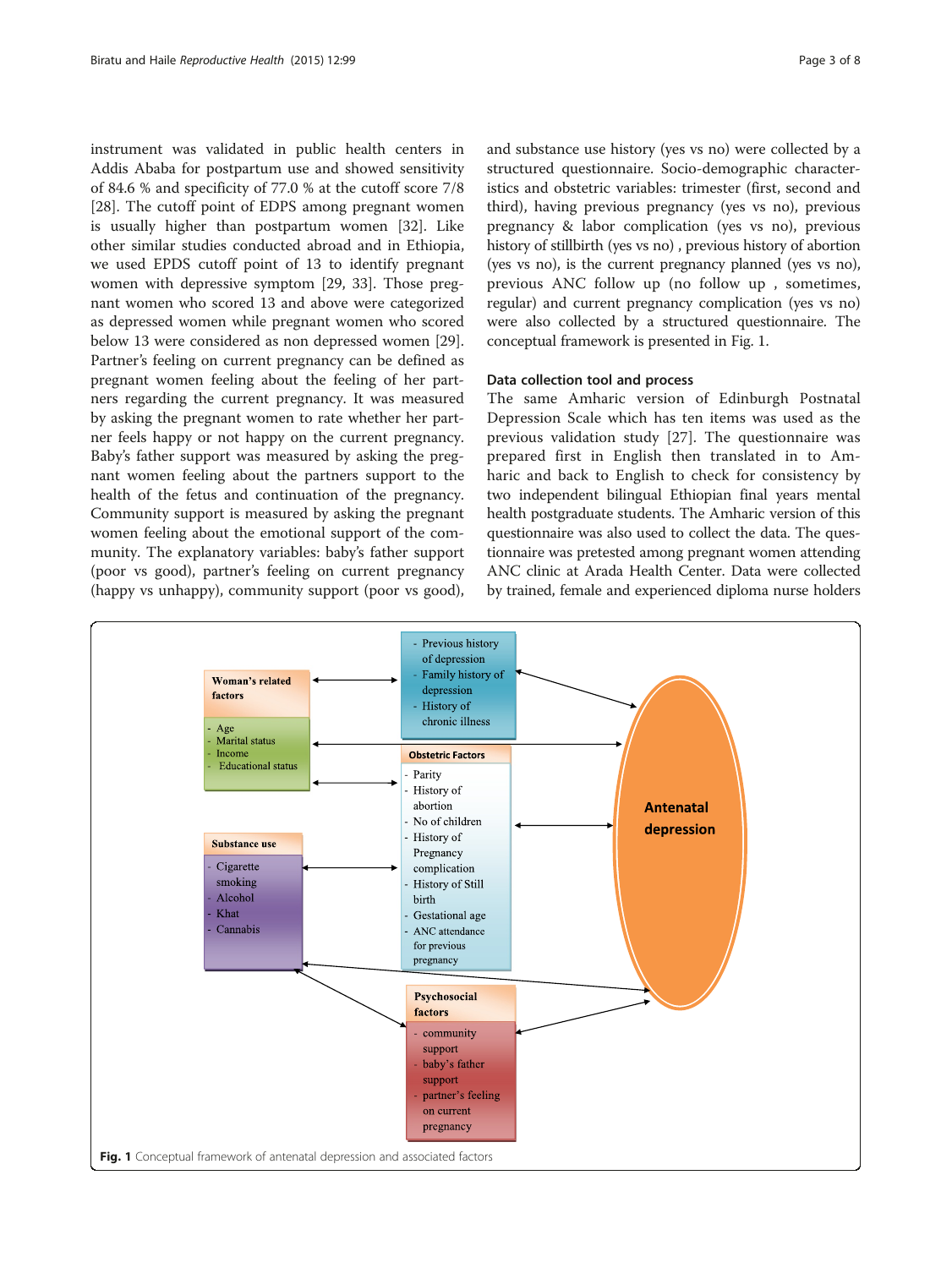instrument was validated in public health centers in Addis Ababa for postpartum use and showed sensitivity of 84.6 % and specificity of 77.0 % at the cutoff score 7/8 [28]. The cutoff point of EDPS among pregnant women is usually higher than postpartum women [32]. Like other similar studies conducted abroad and in Ethiopia, we used EPDS cutoff point of 13 to identify pregnant women with depressive symptom [29, 33]. Those pregnant women who scored 13 and above were categorized as depressed women while pregnant women who scored below 13 were considered as non depressed women [29]. Partner's feeling on current pregnancy can be defined as pregnant women feeling about the feeling of her partners regarding the current pregnancy. It was measured by asking the pregnant women to rate whether her partner feels happy or not happy on the current pregnancy. Baby's father support was measured by asking the pregnant women feeling about the partners support to the health of the fetus and continuation of the pregnancy. Community support is measured by asking the pregnant women feeling about the emotional support of the community. The explanatory variables: baby's father support (poor vs good), partner's feeling on current pregnancy (happy vs unhappy), community support (poor vs good), and substance use history (yes vs no) were collected by a structured questionnaire. Socio-demographic characteristics and obstetric variables: trimester (first, second and third), having previous pregnancy (yes vs no), previous pregnancy & labor complication (yes vs no), previous history of stillbirth (yes vs no) , previous history of abortion (yes vs no), is the current pregnancy planned (yes vs no), previous ANC follow up (no follow up , sometimes, regular) and current pregnancy complication (yes vs no) were also collected by a structured questionnaire. The conceptual framework is presented in Fig. 1.

### Data collection tool and process

The same Amharic version of Edinburgh Postnatal Depression Scale which has ten items was used as the previous validation study [27]. The questionnaire was prepared first in English then translated in to Amharic and back to English to check for consistency by two independent bilingual Ethiopian final years mental health postgraduate students. The Amharic version of this questionnaire was also used to collect the data. The questionnaire was pretested among pregnant women attending ANC clinic at Arada Health Center. Data were collected by trained, female and experienced diploma nurse holders

**Fig. 1** Conceptual framework of antenatal depression and associated factors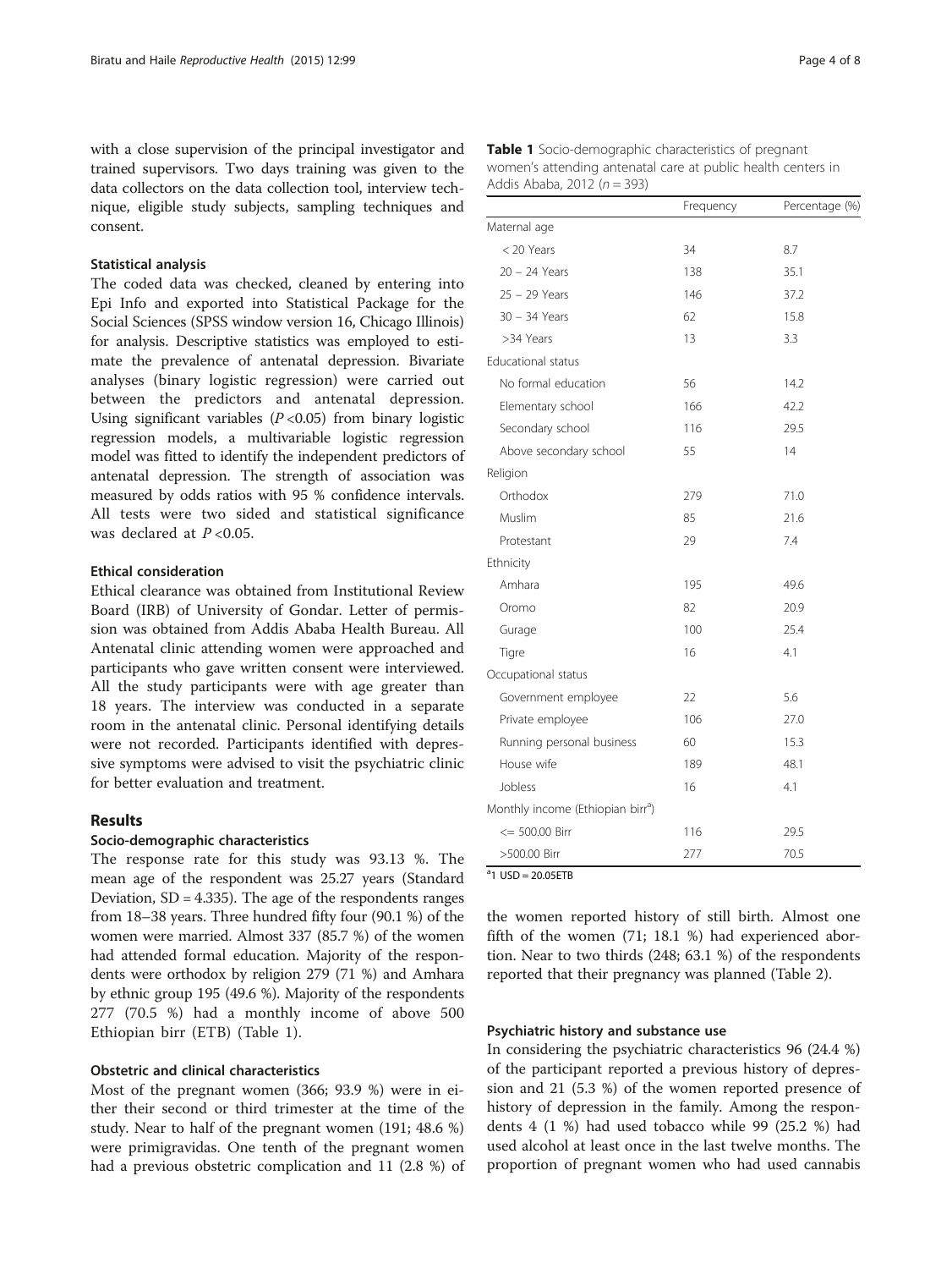with a close supervision of the principal investigator and trained supervisors. Two days training was given to the data collectors on the data collection tool, interview technique, eligible study subjects, sampling techniques and consent.

### Statistical analysis

The coded data was checked, cleaned by entering into Epi Info and exported into Statistical Package for the Social Sciences (SPSS window version 16, Chicago Illinois) for analysis. Descriptive statistics was employed to estimate the prevalence of antenatal depression. Bivariate analyses (binary logistic regression) were carried out between the predictors and antenatal depression. Using significant variables ($P<0.05$) from binary logistic regression models, a multivariable logistic regression model was fitted to identify the independent predictors of antenatal depression. The strength of association was measured by odds ratios with 95 % confidence intervals. All tests were two sided and statistical significance was declared at $P<0.05$.

### Ethical consideration

Ethical clearance was obtained from Institutional Review Board (IRB) of University of Gondar. Letter of permission was obtained from Addis Ababa Health Bureau. All Antenatal clinic attending women were approached and participants who gave written consent were interviewed. All the study participants were with age greater than 18 years. The interview was conducted in a separate room in the antenatal clinic. Personal identifying details were not recorded. Participants identified with depressive symptoms were advised to visit the psychiatric clinic for better evaluation and treatment.

## Results

### Socio-demographic characteristics

The response rate for this study was 93.13 %. The mean age of the respondent was 25.27 years (Standard Deviation, SD = 4.335). The age of the respondents ranges from 18–38 years. Three hundred fifty four (90.1 %) of the women were married. Almost 337 (85.7 %) of the women had attended formal education. Majority of the respondents were orthodox by religion 279 (71 %) and Amhara by ethnic group 195 (49.6 %). Majority of the respondents 277 (70.5 %) had a monthly income of above 500 Ethiopian birr (ETB) (Table 1).

**Table 1** Socio-demographic characteristics of pregnant women's attending antenatal care at public health centers in Addis Ababa, 2012 ($n = 393$)

| | Frequency | Percentage (%) |
|---|---|---|
| Maternal age | | |
| < 20 Years | 34 | 8.7 |
| 20 – 24 Years | 138 | 35.1 |
| 25 – 29 Years | 146 | 37.2 |
| 30 – 34 Years | 62 | 15.8 |
| >34 Years | 13 | 3.3 |
| Educational status | | |
| No formal education | 56 | 14.2 |
| Elementary school | 166 | 42.2 |
| Secondary school | 116 | 29.5 |
| Above secondary school | 55 | 14 |
| Religion | | |
| Orthodox | 279 | 71.0 |
| Muslim | 85 | 21.6 |
| Protestant | 29 | 7.4 |
| Ethnicity | | |
| Amhara | 195 | 49.6 |
| Oromo | 82 | 20.9 |
| Gurage | 100 | 25.4 |
| Tigre | 16 | 4.1 |
| Occupational status | | |
| Government employee | 22 | 5.6 |
| Private employee | 106 | 27.0 |
| Running personal business | 60 | 15.3 |
| House wife | 189 | 48.1 |
| Jobless | 16 | 4.1 |
| Monthly income (Ethiopian birr[a]) | | |
| <= 500.00 Birr | 116 | 29.5 |
| >500.00 Birr | 277 | 70.5 |

[a]1 USD = 20.05ETB

### Obstetric and clinical characteristics

Most of the pregnant women (366; 93.9 %) were in either their second or third trimester at the time of the study. Near to half of the pregnant women (191; 48.6 %) were primigravidas. One tenth of the pregnant women had a previous obstetric complication and 11 (2.8 %) of the women reported history of still birth. Almost one fifth of the women (71; 18.1 %) had experienced abortion. Near to two thirds (248; 63.1 %) of the respondents reported that their pregnancy was planned (Table 2).

### Psychiatric history and substance use

In considering the psychiatric characteristics 96 (24.4 %) of the participant reported a previous history of depression and 21 (5.3 %) of the women reported presence of history of depression in the family. Among the respondents 4 (1 %) had used tobacco while 99 (25.2 %) had used alcohol at least once in the last twelve months. The proportion of pregnant women who had used cannabis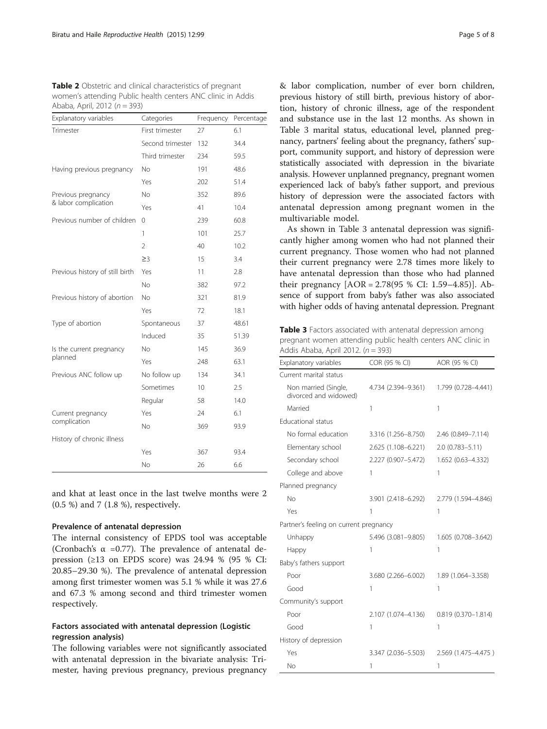**Table 2** Obstetric and clinical characteristics of pregnant women's attending Public health centers ANC clinic in Addis Ababa, April, 2012 ($n = 393$)

| Explanatory variables | Categories | Frequency | Percentage |
|---|---|---|---|
| Trimester | First trimester | 27 | 6.1 |
| | Second trimester | 132 | 34.4 |
| | Third trimester | 234 | 59.5 |
| Having previous pregnancy | No | 191 | 48.6 |
| | Yes | 202 | 51.4 |
| Previous pregnancy & labor complication | No | 352 | 89.6 |
| | Yes | 41 | 10.4 |
| Previous number of children | 0 | 239 | 60.8 |
| | 1 | 101 | 25.7 |
| | 2 | 40 | 10.2 |
| | ≥3 | 15 | 3.4 |
| Previous history of still birth | Yes | 11 | 2.8 |
| | No | 382 | 97.2 |
| Previous history of abortion | No | 321 | 81.9 |
| | Yes | 72 | 18.1 |
| Type of abortion | Spontaneous | 37 | 48.61 |
| | Induced | 35 | 51.39 |
| Is the current pregnancy planned | No | 145 | 36.9 |
| | Yes | 248 | 63.1 |
| Previous ANC follow up | No follow up | 134 | 34.1 |
| | Sometimes | 10 | 2.5 |
| | Regular | 58 | 14.0 |
| Current pregnancy complication | Yes | 24 | 6.1 |
| | No | 369 | 93.9 |
| History of chronic illness | | | |
| | Yes | 367 | 93.4 |
| | No | 26 | 6.6 |

and khat at least once in the last twelve months were 2 (0.5 %) and 7 (1.8 %), respectively.

### Prevalence of antenatal depression

The internal consistency of EPDS tool was acceptable (Cronbach's $\alpha$ =0.77). The prevalence of antenatal depression (≥13 on EPDS score) was 24.94 % (95 % CI: 20.85–29.30 %). The prevalence of antenatal depression among first trimester women was 5.1 % while it was 27.6 and 67.3 % among second and third trimester women respectively.

### Factors associated with antenatal depression (Logistic regression analysis)

The following variables were not significantly associated with antenatal depression in the bivariate analysis: Trimester, having previous pregnancy, previous pregnancy & labor complication, number of ever born children, previous history of still birth, previous history of abortion, history of chronic illness, age of the respondent and substance use in the last 12 months. As shown in Table 3 marital status, educational level, planned pregnancy, partners' feeling about the pregnancy, fathers' support, community support, and history of depression were statistically associated with depression in the bivariate analysis. However unplanned pregnancy, pregnant women experienced lack of baby's father support, and previous history of depression were the associated factors with antenatal depression among pregnant women in the multivariable model.

As shown in Table 3 antenatal depression was significantly higher among women who had not planned their current pregnancy. Those women who had not planned their current pregnancy were 2.78 times more likely to have antenatal depression than those who had planned their pregnancy [AOR = 2.78(95 % CI: 1.59–4.85)]. Absence of support from baby's father was also associated with higher odds of having antenatal depression. Pregnant

**Table 3** Factors associated with antenatal depression among pregnant women attending public health centers ANC clinic in Addis Ababa, April 2012. ($n = 393$)

| Explanatory variables | COR (95 % CI) | AOR (95 % CI) |
|---|---|---|
| Current marital status | | |
| Non married (Single, divorced and widowed) | 4.734 (2.394–9.361) | 1.799 (0.728–4.441) |
| Married | 1 | 1 |
| Educational status | | |
| No formal education | 3.316 (1.256–8.750) | 2.46 (0.849–7.114) |
| Elementary school | 2.625 (1.108–6.221) | 2.0 (0.783–5.11) |
| Secondary school | 2.227 (0.907–5.472) | 1.652 (0.63–4.332) |
| College and above | 1 | 1 |
| Planned pregnancy | | |
| No | 3.901 (2.418–6.292) | 2.779 (1.594–4.846) |
| Yes | 1 | 1 |
| Partner's feeling on current pregnancy | | |
| Unhappy | 5.496 (3.081–9.805) | 1.605 (0.708–3.642) |
| Happy | 1 | 1 |
| Baby's fathers support | | |
| Poor | 3.680 (2.266–6.002) | 1.89 (1.064–3.358) |
| Good | 1 | 1 |
| Community's support | | |
| Poor | 2.107 (1.074–4.136) | 0.819 (0.370–1.814) |
| Good | 1 | 1 |
| History of depression | | |
| Yes | 3.347 (2.036–5.503) | 2.569 (1.475–4.475 ) |
| No | 1 | 1 |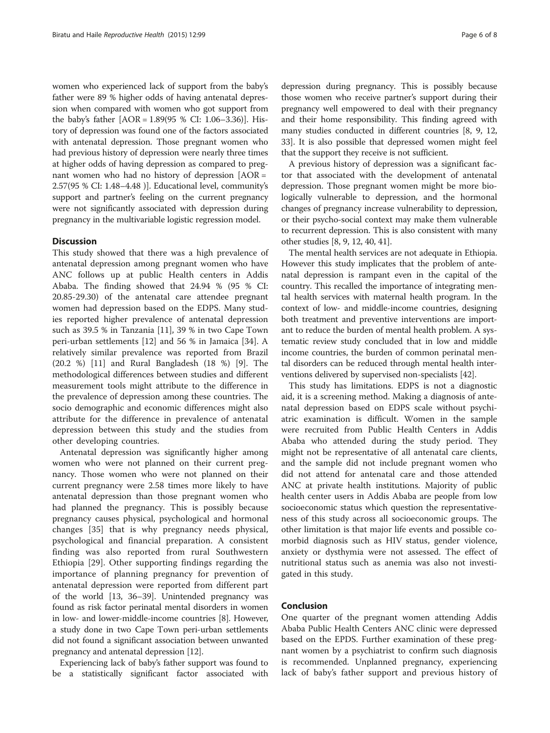women who experienced lack of support from the baby's father were 89 % higher odds of having antenatal depression when compared with women who got support from the baby's father [AOR = 1.89(95 % CI: 1.06–3.36)]. History of depression was found one of the factors associated with antenatal depression. Those pregnant women who had previous history of depression were nearly three times at higher odds of having depression as compared to pregnant women who had no history of depression [AOR = 2.57(95 % CI: 1.48–4.48 )]. Educational level, community's support and partner's feeling on the current pregnancy were not significantly associated with depression during pregnancy in the multivariable logistic regression model.

## Discussion

This study showed that there was a high prevalence of antenatal depression among pregnant women who have ANC follows up at public Health centers in Addis Ababa. The finding showed that 24.94 % (95 % CI: 20.85-29.30) of the antenatal care attendee pregnant women had depression based on the EDPS. Many studies reported higher prevalence of antenatal depression such as 39.5 % in Tanzania [11], 39 % in two Cape Town peri-urban settlements [12] and 56 % in Jamaica [34]. A relatively similar prevalence was reported from Brazil (20.2 %) [11] and Rural Bangladesh (18 %) [9]. The methodological differences between studies and different measurement tools might attribute to the difference in the prevalence of depression among these countries. The socio demographic and economic differences might also attribute for the difference in prevalence of antenatal depression between this study and the studies from other developing countries.

Antenatal depression was significantly higher among women who were not planned on their current pregnancy. Those women who were not planned on their current pregnancy were 2.58 times more likely to have antenatal depression than those pregnant women who had planned the pregnancy. This is possibly because pregnancy causes physical, psychological and hormonal changes [35] that is why pregnancy needs physical, psychological and financial preparation. A consistent finding was also reported from rural Southwestern Ethiopia [29]. Other supporting findings regarding the importance of planning pregnancy for prevention of antenatal depression were reported from different part of the world [13, 36–39]. Unintended pregnancy was found as risk factor perinatal mental disorders in women in low- and lower-middle-income countries [8]. However, a study done in two Cape Town peri-urban settlements did not found a significant association between unwanted pregnancy and antenatal depression [12].

Experiencing lack of baby's father support was found to be a statistically significant factor associated with depression during pregnancy. This is possibly because those women who receive partner's support during their pregnancy well empowered to deal with their pregnancy and their home responsibility. This finding agreed with many studies conducted in different countries [8, 9, 12, 33]. It is also possible that depressed women might feel that the support they receive is not sufficient.

A previous history of depression was a significant factor that associated with the development of antenatal depression. Those pregnant women might be more biologically vulnerable to depression, and the hormonal changes of pregnancy increase vulnerability to depression, or their psycho-social context may make them vulnerable to recurrent depression. This is also consistent with many other studies [8, 9, 12, 40, 41].

The mental health services are not adequate in Ethiopia. However this study implicates that the problem of antenatal depression is rampant even in the capital of the country. This recalled the importance of integrating mental health services with maternal health program. In the context of low- and middle-income countries, designing both treatment and preventive interventions are important to reduce the burden of mental health problem. A systematic review study concluded that in low and middle income countries, the burden of common perinatal mental disorders can be reduced through mental health interventions delivered by supervised non-specialists [42].

This study has limitations. EDPS is not a diagnostic aid, it is a screening method. Making a diagnosis of antenatal depression based on EDPS scale without psychiatric examination is difficult. Women in the sample were recruited from Public Health Centers in Addis Ababa who attended during the study period. They might not be representative of all antenatal care clients, and the sample did not include pregnant women who did not attend for antenatal care and those attended ANC at private health institutions. Majority of public health center users in Addis Ababa are people from low socioeconomic status which question the representativeness of this study across all socioeconomic groups. The other limitation is that major life events and possible comorbid diagnosis such as HIV status, gender violence, anxiety or dysthymia were not assessed. The effect of nutritional status such as anemia was also not investigated in this study.

## Conclusion

One quarter of the pregnant women attending Addis Ababa Public Health Centers ANC clinic were depressed based on the EPDS. Further examination of these pregnant women by a psychiatrist to confirm such diagnosis is recommended. Unplanned pregnancy, experiencing lack of baby's father support and previous history of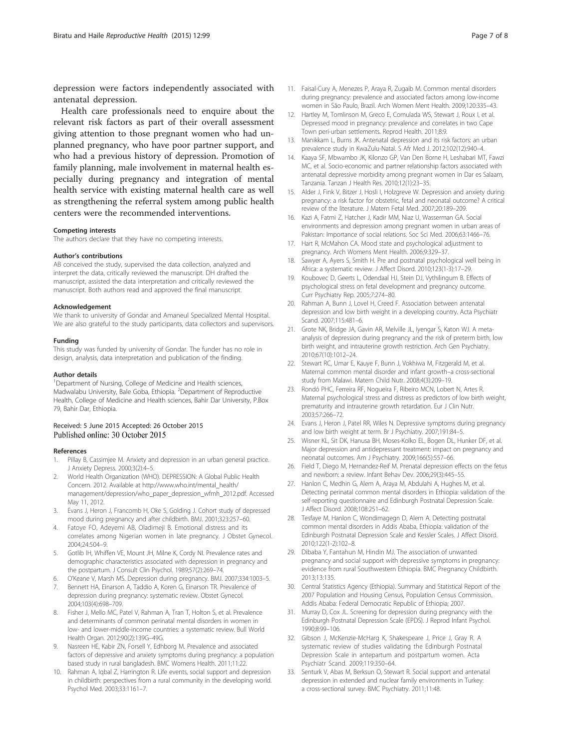depression were factors independently associated with antenatal depression.

Health care professionals need to enquire about the relevant risk factors as part of their overall assessment giving attention to those pregnant women who had unplanned pregnancy, who have poor partner support, and who had a previous history of depression. Promotion of family planning, male involvement in maternal health especially during pregnancy and integration of mental health service with existing maternal health care as well as strengthening the referral system among public health centers were the recommended interventions.

#### Competing interests

The authors declare that they have no competing interests.

#### Author's contributions

AB conceived the study, supervised the data collection, analyzed and interpret the data, critically reviewed the manuscript. DH drafted the manuscript, assisted the data interpretation and critically reviewed the manuscript. Both authors read and approved the final manuscript.

#### Acknowledgement

We thank to university of Gondar and Amaneul Specialized Mental Hospital. We are also grateful to the study participants, data collectors and supervisors.

#### Funding

This study was funded by university of Gondar. The funder has no role in design, analysis, data interpretation and publication of the finding.

#### Author details

[1]Department of Nursing, College of Medicine and Health sciences, Madwalabu University, Bale Goba, Ethiopia. [2]Department of Reproductive Health, College of Medicine and Health sciences, Bahir Dar University, P.Box 79, Bahir Dar, Ethiopia.

Received: 5 June 2015 Accepted: 26 October 2015
Published online: 30 October 2015

#### References

1. Pillay B, Cassimjee M. Anxiety and depression in an urban general practice. J Anxiety Depress. 2000;3(2):4–5.
2. World Health Organization (WHO). DEPRESSION: A Global Public Health Concern. 2012. Available at http://www.who.int/mental_health/management/depression/who_paper_depression_wfmh_2012.pdf. Accessed May 11, 2012.
3. Evans J, Heron J, Francomb H, Oke S, Golding J. Cohort study of depressed mood during pregnancy and after childbirth. BMJ. 2001;323:257–60.
4. Fatoye FO, Adeyemi AB, Oladimeji B. Emotional distress and its correlates among Nigerian women in late pregnancy. J Obstet Gynecol. 2004;24:504–9.
5. Gotlib IH, Whiffen VE, Mount JH, Milne K, Cordy NI. Prevalence rates and demographic characteristics associated with depression in pregnancy and the postpartum. J Consult Clin Psychol. 1989;57(2):269–74.
6. O'Keane V, Marsh MS. Depression during pregnancy. BMJ. 2007;334:1003–5.
7. Bennett HA, Einarson A, Taddio A, Koren G, Einarson TR. Prevalence of depression during pregnancy: systematic review. Obstet Gynecol. 2004;103(4):698–709.
8. Fisher J, Mello MC, Patel V, Rahman A, Tran T, Holton S, et al. Prevalence and determinants of common perinatal mental disorders in women in low- and lower-middle-income countries: a systematic review. Bull World Health Organ. 2012;90(2):139G–49G.
9. Nasreen HE, Kabir ZN, Forsell Y, Edhborg M. Prevalence and associated factors of depressive and anxiety symptoms during pregnancy: a population based study in rural bangladesh. BMC Womens Health. 2011;11:22.
10. Rahman A, Iqbal Z, Harrington R. Life events, social support and depression in childbirth: perspectives from a rural community in the developing world. Psychol Med. 2003;33:1161–7.
11. Faisal-Cury A, Menezes P, Araya R, Zugaib M. Common mental disorders during pregnancy: prevalence and associated factors among low-income women in São Paulo, Brazil. Arch Women Ment Health. 2009;120:335–43.
12. Hartley M, Tomlinson M, Greco E, Comulada WS, Stewart J, Roux I, et al. Depressed mood in pregnancy: prevalence and correlates in two Cape Town peri-urban settlements. Reprod Health. 2011;8:9.
13. Manikkam L, Burns JK. Antenatal depression and its risk factors: an urban prevalence study in KwaZulu-Natal. S Afr Med J. 2012;102(12):940–4.
14. Kaaya SF, Mbwambo JK, Kilonzo GP, Van Den Borne H, Leshabari MT, Fawzi MC, et al. Socio-economic and partner relationship factors associated with antenatal depressive morbidity among pregnant women in Dar es Salaam, Tanzania. Tanzan J Health Res. 2010;12(1):23–35.
15. Alder J, Fink V, Bitzer J, Hosli I, Holzgreve W. Depression and anxiety during pregnancy: a risk factor for obstetric, fetal and neonatal outcome? A critical review of the literature. J Matern Fetal Med. 2007;20:189–209.
16. Kazi A, Fatmi Z, Hatcher J, Kadir MM, Niaz U, Wasserman GA. Social environments and depression among pregnant women in urban areas of Pakistan: Importance of social relations. Soc Sci Med. 2006;63:1466–76.
17. Hart R, McMahon CA. Mood state and psychological adjustment to pregnancy. Arch Womens Ment Health. 2006;9:329–37.
18. Sawyer A, Ayers S, Smith H. Pre and postnatal psychological well being in Africa: a systematic review. J Affect Disord. 2010;123(1-3):17–29.
19. Koubovec D, Geerts L, Odendaal HJ, Stein DJ, Vythilingum B. Effects of psychological stress on fetal development and pregnancy outcome. Curr Psychiatry Rep. 2005;7:274–80.
20. Rahman A, Bunn J, Lovel H, Creed F. Association between antenatal depression and low birth weight in a developing country. Acta Psychiatr Scand. 2007;115:481–6.
21. Grote NK, Bridge JA, Gavin AR, Melville JL, Iyengar S, Katon WJ. A meta-analysis of depression during pregnancy and the risk of preterm birth, low birth weight, and intrauterine growth restriction. Arch Gen Psychiatry. 2010;67(10):1012–24.
22. Stewart RC, Umar E, Kauye F, Bunn J, Vokhiwa M, Fitzgerald M, et al. Maternal common mental disorder and infant growth–a cross-sectional study from Malawi. Matern Child Nutr. 2008;4(3):209–19.
23. Rondó PHC, Ferreira RF, Nogueira F, Ribeiro MCN, Lobert N, Artes R. Maternal psychological stress and distress as predictors of low birth weight, prematurity and intrauterine growth retardation. Eur J Clin Nutr. 2003;57:266–72.
24. Evans J, Heron J, Patel RR, Wiles N. Depressive symptoms during pregnancy and low birth weight at term. Br J Psychiatry. 2007;191:84–5.
25. Wisner KL, Sit DK, Hanusa BH, Moses-Kolko EL, Bogen DL, Hunker DF, et al. Major depression and antidepressant treatment: impact on pregnancy and neonatal outcomes. Am J Psychiatry. 2009;166(5):557–66.
26. Field T, Diego M, Hernandez-Reif M. Prenatal depression effects on the fetus and newborn: a review. Infant Behav Dev. 2006;29(3):445–55.
27. Hanlon C, Medhin G, Alem A, Araya M, Abdulahi A, Hughes M, et al. Detecting perinatal common mental disorders in Ethiopia: validation of the self-reporting questionnaire and Edinburgh Postnatal Depression Scale. J Affect Disord. 2008;108:251–62.
28. Tesfaye M, Hanlon C, Wondimagegn D, Alem A. Detecting postnatal common mental disorders in Addis Ababa, Ethiopia: validation of the Edinburgh Postnatal Depression Scale and Kessler Scales. J Affect Disord. 2010;122(1-2):102–8.
29. Dibaba Y, Fantahun M, Hindin MJ. The association of unwanted pregnancy and social support with depressive symptoms in pregnancy: evidence from rural Southwestern Ethiopia. BMC Pregnancy Childbirth. 2013;13:135.
30. Central Statistics Agency (Ethiopia). Summary and Statistical Report of the 2007 Population and Housing Census, Population Census Commission. Addis Ababa: Federal Democratic Republic of Ethiopia; 2007.
31. Murray D, Cox JL. Screening for depression during pregnancy with the Edinburgh Postnatal Depression Scale (EPDS). J Reprod Infant Psychol. 1990;8:99–106.
32. Gibson J, McKenzie-McHarg K, Shakespeare J, Price J, Gray R. A systematic review of studies validating the Edinburgh Postnatal Depression Scale in antepartum and postpartum women. Acta Psychiatr Scand. 2009;119:350–64.
33. Senturk V, Abas M, Berksun O, Stewart R. Social support and antenatal depression in extended and nuclear family environments in Turkey: a cross-sectional survey. BMC Psychiatry. 2011;11:48.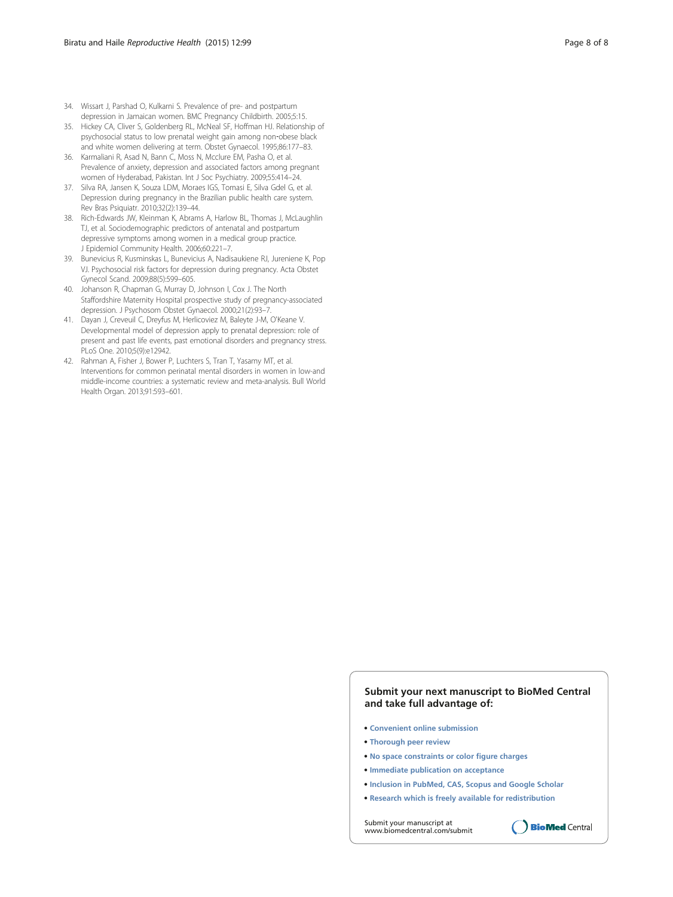34. Wissart J, Parshad O, Kulkarni S. Prevalence of pre- and postpartum depression in Jamaican women. BMC Pregnancy Childbirth. 2005;5:15.
35. Hickey CA, Cliver S, Goldenberg RL, McNeal SF, Hoffman HJ. Relationship of psychosocial status to low prenatal weight gain among non-obese black and white women delivering at term. Obstet Gynaecol. 1995;86:177–83.
36. Karmaliani R, Asad N, Bann C, Moss N, Mcclure EM, Pasha O, et al. Prevalence of anxiety, depression and associated factors among pregnant women of Hyderabad, Pakistan. Int J Soc Psychiatry. 2009;55:414–24.
37. Silva RA, Jansen K, Souza LDM, Moraes IGS, Tomasi E, Silva Gdel G, et al. Depression during pregnancy in the Brazilian public health care system. Rev Bras Psiquiatr. 2010;32(2):139–44.
38. Rich-Edwards JW, Kleinman K, Abrams A, Harlow BL, Thomas J, McLaughlin TJ, et al. Sociodemographic predictors of antenatal and postpartum depressive symptoms among women in a medical group practice. J Epidemiol Community Health. 2006;60:221–7.
39. Bunevicius R, Kusminskas L, Bunevicius A, Nadisaukiene RJ, Jureniene K, Pop VJ. Psychosocial risk factors for depression during pregnancy. Acta Obstet Gynecol Scand. 2009;88(5):599–605.
40. Johanson R, Chapman G, Murray D, Johnson I, Cox J. The North Staffordshire Maternity Hospital prospective study of pregnancy-associated depression. J Psychosom Obstet Gynaecol. 2000;21(2):93–7.
41. Dayan J, Creveuil C, Dreyfus M, Herlicoviez M, Baleyte J-M, O'Keane V. Developmental model of depression apply to prenatal depression: role of present and past life events, past emotional disorders and pregnancy stress. PLoS One. 2010;5(9):e12942.
42. Rahman A, Fisher J, Bower P, Luchters S, Tran T, Yasamy MT, et al. Interventions for common perinatal mental disorders in women in low-and middle-income countries: a systematic review and meta-analysis. Bull World Health Organ. 2013;91:593–601.

**Submit your next manuscript to BioMed Central and take full advantage of:**

- **Convenient online submission**
- **Thorough peer review**
- **No space constraints or color figure charges**
- **Immediate publication on acceptance**
- **Inclusion in PubMed, CAS, Scopus and Google Scholar**
- **Research which is freely available for redistribution**

Submit your manuscript at
www.biomedcentral.com/submit

BioMed Central